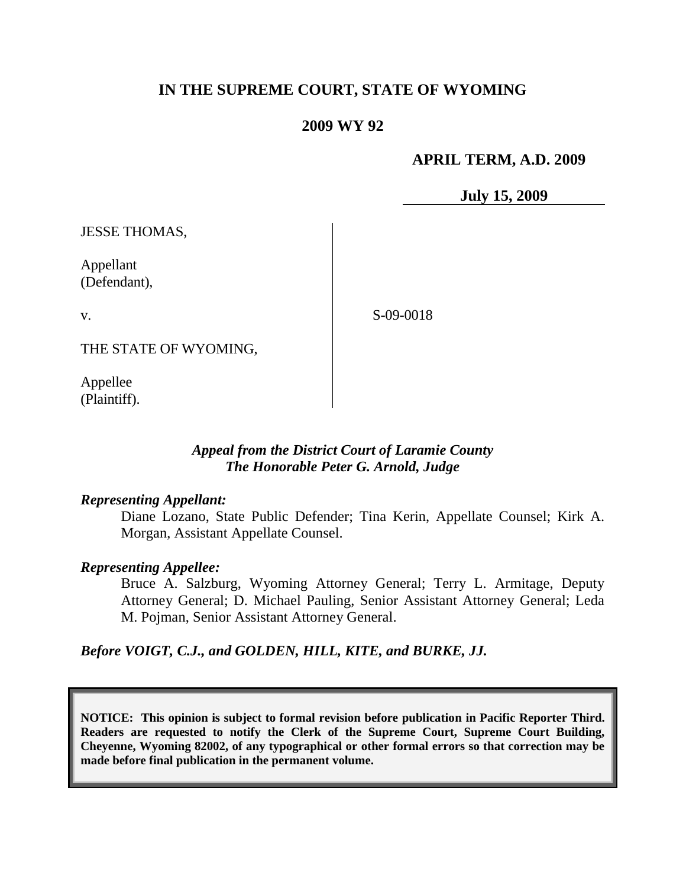# IN THE SUPREME COURT, STATE OF WYOMING

## 2009 WY 92

**APRIL TERM, A.D. 2009**

**July 15, 2009**

JESSE THOMAS,

Appellant
(Defendant),

v.

S-09-0018

THE STATE OF WYOMING,

Appellee
(Plaintiff).

*Appeal from the District Court of Laramie County*
*The Honorable Peter G. Arnold, Judge*

***Representing Appellant:***

Diane Lozano, State Public Defender; Tina Kerin, Appellate Counsel; Kirk A. Morgan, Assistant Appellate Counsel.

***Representing Appellee:***

Bruce A. Salzburg, Wyoming Attorney General; Terry L. Armitage, Deputy Attorney General; D. Michael Pauling, Senior Assistant Attorney General; Leda M. Pojman, Senior Assistant Attorney General.

***Before VOIGT, C.J., and GOLDEN, HILL, KITE, and BURKE, JJ.***

**NOTICE: This opinion is subject to formal revision before publication in Pacific Reporter Third. Readers are requested to notify the Clerk of the Supreme Court, Supreme Court Building, Cheyenne, Wyoming 82002, of any typographical or other formal errors so that correction may be made before final publication in the permanent volume.**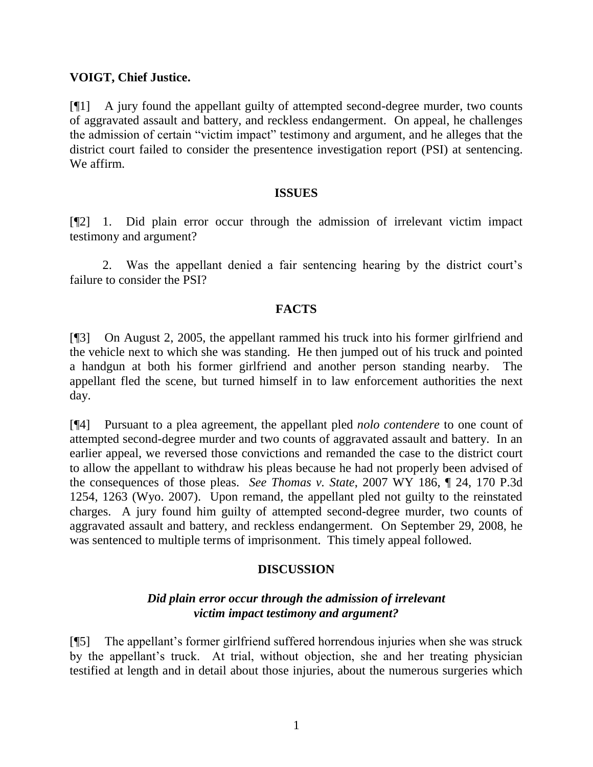**VOIGT, Chief Justice.**

[¶1] A jury found the appellant guilty of attempted second-degree murder, two counts of aggravated assault and battery, and reckless endangerment. On appeal, he challenges the admission of certain "victim impact" testimony and argument, and he alleges that the district court failed to consider the presentence investigation report (PSI) at sentencing. We affirm.

## ISSUES

[¶2] 1. Did plain error occur through the admission of irrelevant victim impact testimony and argument?

2. Was the appellant denied a fair sentencing hearing by the district court's failure to consider the PSI?

## FACTS

[¶3] On August 2, 2005, the appellant rammed his truck into his former girlfriend and the vehicle next to which she was standing. He then jumped out of his truck and pointed a handgun at both his former girlfriend and another person standing nearby. The appellant fled the scene, but turned himself in to law enforcement authorities the next day.

[¶4] Pursuant to a plea agreement, the appellant pled *nolo contendere* to one count of attempted second-degree murder and two counts of aggravated assault and battery. In an earlier appeal, we reversed those convictions and remanded the case to the district court to allow the appellant to withdraw his pleas because he had not properly been advised of the consequences of those pleas. *See Thomas v. State*, 2007 WY 186, ¶ 24, 170 P.3d 1254, 1263 (Wyo. 2007). Upon remand, the appellant pled not guilty to the reinstated charges. A jury found him guilty of attempted second-degree murder, two counts of aggravated assault and battery, and reckless endangerment. On September 29, 2008, he was sentenced to multiple terms of imprisonment. This timely appeal followed.

## DISCUSSION

### *Did plain error occur through the admission of irrelevant victim impact testimony and argument?*

[¶5] The appellant's former girlfriend suffered horrendous injuries when she was struck by the appellant's truck. At trial, without objection, she and her treating physician testified at length and in detail about those injuries, about the numerous surgeries which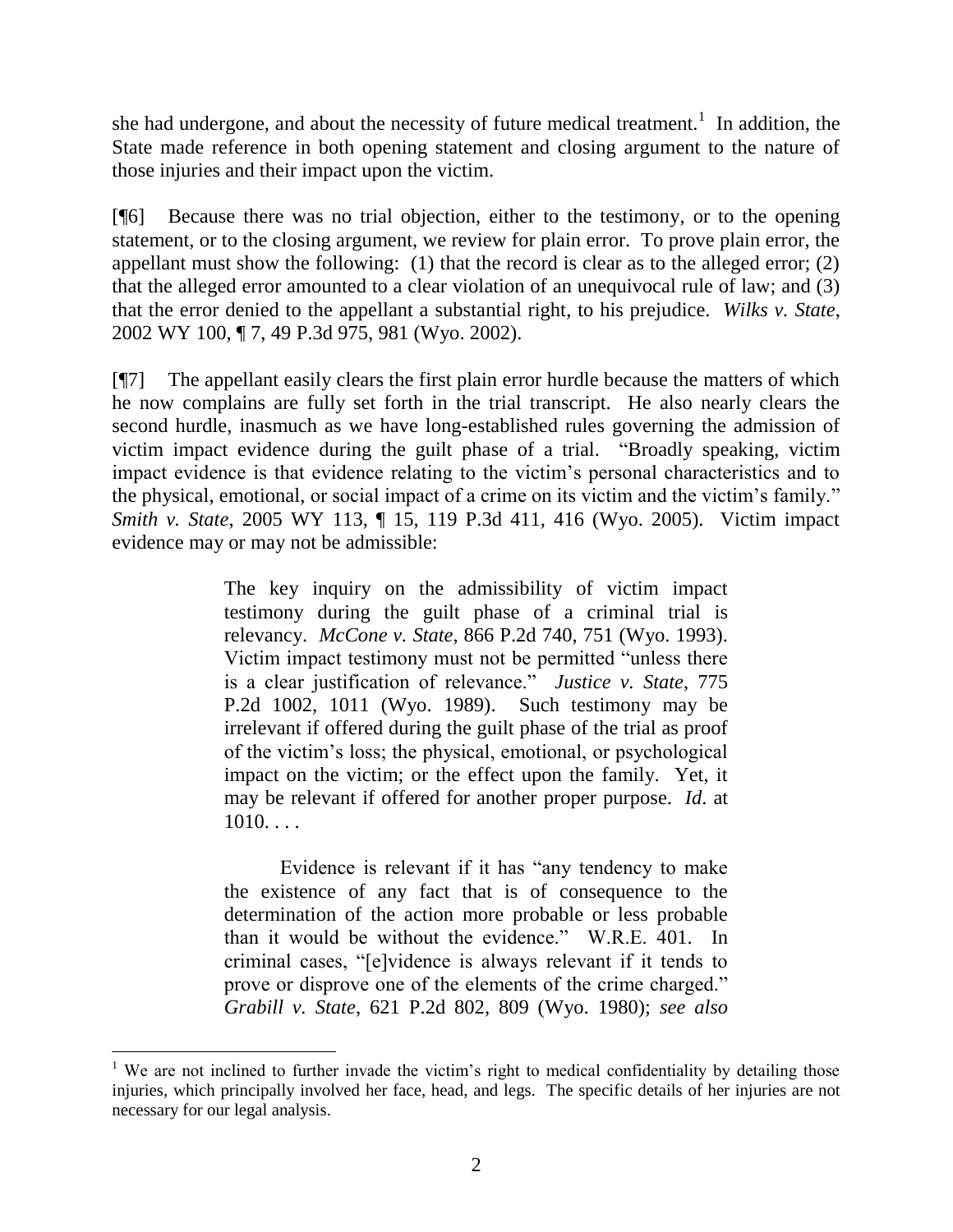she had undergone, and about the necessity of future medical treatment.[1] In addition, the State made reference in both opening statement and closing argument to the nature of those injuries and their impact upon the victim.

[¶6] Because there was no trial objection, either to the testimony, or to the opening statement, or to the closing argument, we review for plain error. To prove plain error, the appellant must show the following: (1) that the record is clear as to the alleged error; (2) that the alleged error amounted to a clear violation of an unequivocal rule of law; and (3) that the error denied to the appellant a substantial right, to his prejudice. *Wilks v. State*, 2002 WY 100, ¶ 7, 49 P.3d 975, 981 (Wyo. 2002).

[¶7] The appellant easily clears the first plain error hurdle because the matters of which he now complains are fully set forth in the trial transcript. He also nearly clears the second hurdle, inasmuch as we have long-established rules governing the admission of victim impact evidence during the guilt phase of a trial. "Broadly speaking, victim impact evidence is that evidence relating to the victim's personal characteristics and to the physical, emotional, or social impact of a crime on its victim and the victim's family." *Smith v. State*, 2005 WY 113, ¶ 15, 119 P.3d 411, 416 (Wyo. 2005). Victim impact evidence may or may not be admissible:

> The key inquiry on the admissibility of victim impact testimony during the guilt phase of a criminal trial is relevancy. *McCone v. State*, 866 P.2d 740, 751 (Wyo. 1993). Victim impact testimony must not be permitted "unless there is a clear justification of relevance." *Justice v. State*, 775 P.2d 1002, 1011 (Wyo. 1989). Such testimony may be irrelevant if offered during the guilt phase of the trial as proof of the victim's loss; the physical, emotional, or psychological impact on the victim; or the effect upon the family. Yet, it may be relevant if offered for another proper purpose. *Id*. at 1010. . . .
>
> Evidence is relevant if it has "any tendency to make the existence of any fact that is of consequence to the determination of the action more probable or less probable than it would be without the evidence." W.R.E. 401. In criminal cases, "[e]vidence is always relevant if it tends to prove or disprove one of the elements of the crime charged." *Grabill v. State*, 621 P.2d 802, 809 (Wyo. 1980); *see also*

---

[1] We are not inclined to further invade the victim's right to medical confidentiality by detailing those injuries, which principally involved her face, head, and legs. The specific details of her injuries are not necessary for our legal analysis.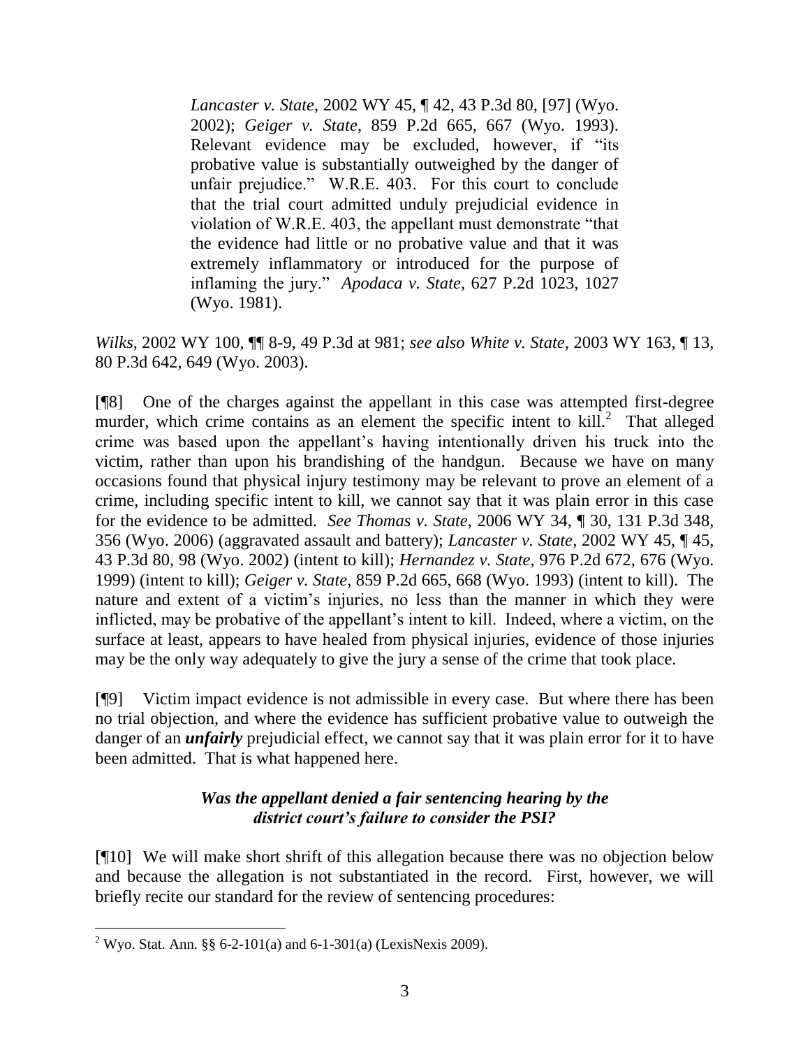> *Lancaster v. State*, 2002 WY 45, ¶ 42, 43 P.3d 80, [97] (Wyo. 2002); *Geiger v. State*, 859 P.2d 665, 667 (Wyo. 1993). Relevant evidence may be excluded, however, if "its probative value is substantially outweighed by the danger of unfair prejudice." W.R.E. 403. For this court to conclude that the trial court admitted unduly prejudicial evidence in violation of W.R.E. 403, the appellant must demonstrate "that the evidence had little or no probative value and that it was extremely inflammatory or introduced for the purpose of inflaming the jury." *Apodaca v. State*, 627 P.2d 1023, 1027 (Wyo. 1981).

*Wilks*, 2002 WY 100, ¶¶ 8-9, 49 P.3d at 981; *see also White v. State*, 2003 WY 163, ¶ 13, 80 P.3d 642, 649 (Wyo. 2003).

[¶8] One of the charges against the appellant in this case was attempted first-degree murder, which crime contains as an element the specific intent to kill.[2] That alleged crime was based upon the appellant's having intentionally driven his truck into the victim, rather than upon his brandishing of the handgun. Because we have on many occasions found that physical injury testimony may be relevant to prove an element of a crime, including specific intent to kill, we cannot say that it was plain error in this case for the evidence to be admitted. *See Thomas v. State*, 2006 WY 34, ¶ 30, 131 P.3d 348, 356 (Wyo. 2006) (aggravated assault and battery); *Lancaster v. State*, 2002 WY 45, ¶ 45, 43 P.3d 80, 98 (Wyo. 2002) (intent to kill); *Hernandez v. State*, 976 P.2d 672, 676 (Wyo. 1999) (intent to kill); *Geiger v. State*, 859 P.2d 665, 668 (Wyo. 1993) (intent to kill). The nature and extent of a victim's injuries, no less than the manner in which they were inflicted, may be probative of the appellant's intent to kill. Indeed, where a victim, on the surface at least, appears to have healed from physical injuries, evidence of those injuries may be the only way adequately to give the jury a sense of the crime that took place.

[¶9] Victim impact evidence is not admissible in every case. But where there has been no trial objection, and where the evidence has sufficient probative value to outweigh the danger of an ***unfairly*** prejudicial effect, we cannot say that it was plain error for it to have been admitted. That is what happened here.

### *Was the appellant denied a fair sentencing hearing by the district court's failure to consider the PSI?*

[¶10] We will make short shrift of this allegation because there was no objection below and because the allegation is not substantiated in the record. First, however, we will briefly recite our standard for the review of sentencing procedures:

---

[2] Wyo. Stat. Ann. §§ 6-2-101(a) and 6-1-301(a) (LexisNexis 2009).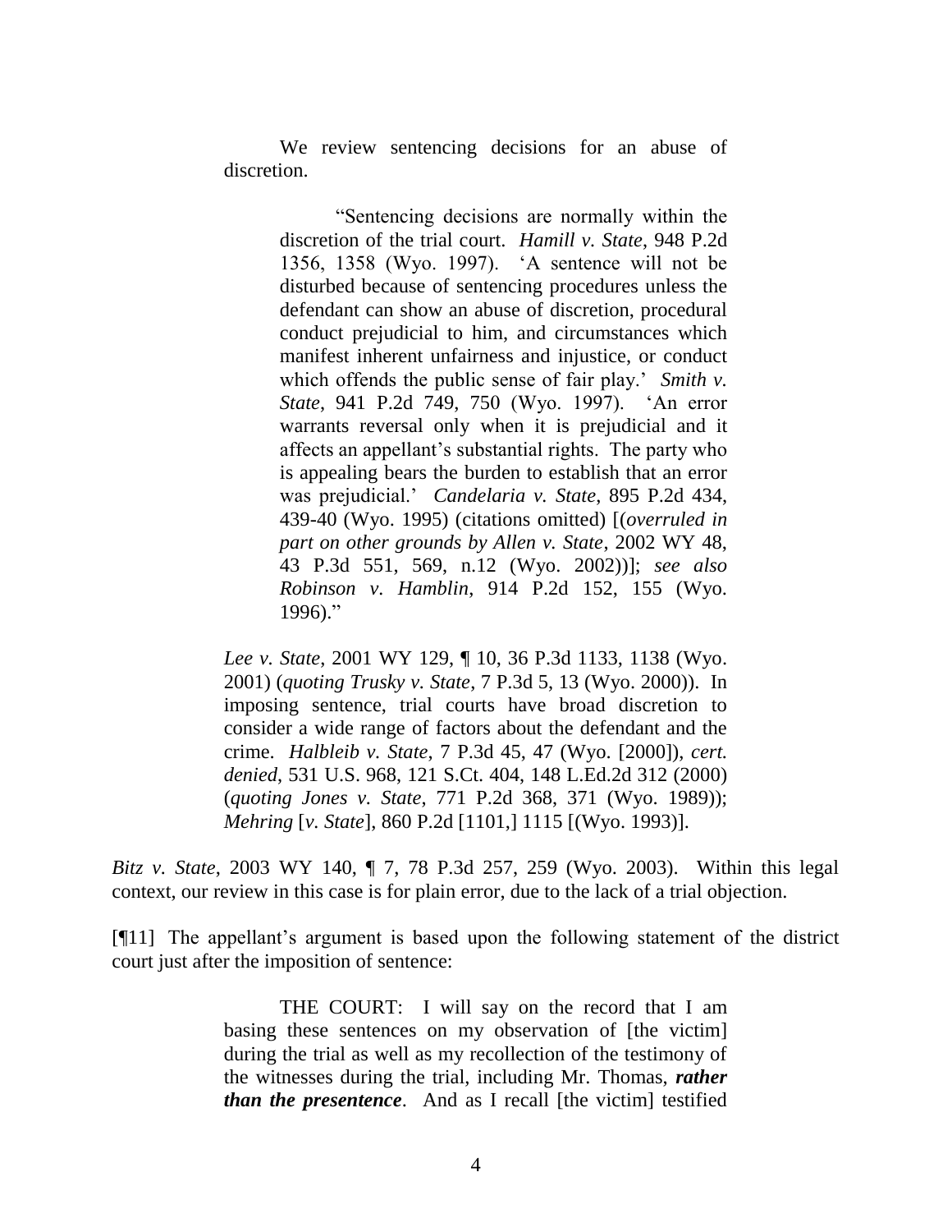We review sentencing decisions for an abuse of discretion.

> "Sentencing decisions are normally within the discretion of the trial court. *Hamill v. State*, 948 P.2d 1356, 1358 (Wyo. 1997). 'A sentence will not be disturbed because of sentencing procedures unless the defendant can show an abuse of discretion, procedural conduct prejudicial to him, and circumstances which manifest inherent unfairness and injustice, or conduct which offends the public sense of fair play.' *Smith v. State*, 941 P.2d 749, 750 (Wyo. 1997). 'An error warrants reversal only when it is prejudicial and it affects an appellant's substantial rights. The party who is appealing bears the burden to establish that an error was prejudicial.' *Candelaria v. State*, 895 P.2d 434, 439-40 (Wyo. 1995) (citations omitted) [(*overruled in part on other grounds by Allen v. State*, 2002 WY 48, 43 P.3d 551, 569, n.12 (Wyo. 2002))]; *see also Robinson v. Hamblin*, 914 P.2d 152, 155 (Wyo. 1996)."
>
> *Lee v. State*, 2001 WY 129, ¶ 10, 36 P.3d 1133, 1138 (Wyo. 2001) (*quoting Trusky v. State*, 7 P.3d 5, 13 (Wyo. 2000)). In imposing sentence, trial courts have broad discretion to consider a wide range of factors about the defendant and the crime. *Halbleib v. State*, 7 P.3d 45, 47 (Wyo. [2000]), *cert. denied*, 531 U.S. 968, 121 S.Ct. 404, 148 L.Ed.2d 312 (2000) (*quoting Jones v. State*, 771 P.2d 368, 371 (Wyo. 1989)); *Mehring* [*v. State*], 860 P.2d [1101,] 1115 [(Wyo. 1993)].

*Bitz v. State*, 2003 WY 140, ¶ 7, 78 P.3d 257, 259 (Wyo. 2003). Within this legal context, our review in this case is for plain error, due to the lack of a trial objection.

[¶11] The appellant's argument is based upon the following statement of the district court just after the imposition of sentence:

> THE COURT: I will say on the record that I am basing these sentences on my observation of [the victim] during the trial as well as my recollection of the testimony of the witnesses during the trial, including Mr. Thomas, ***rather than the presentence***. And as I recall [the victim] testified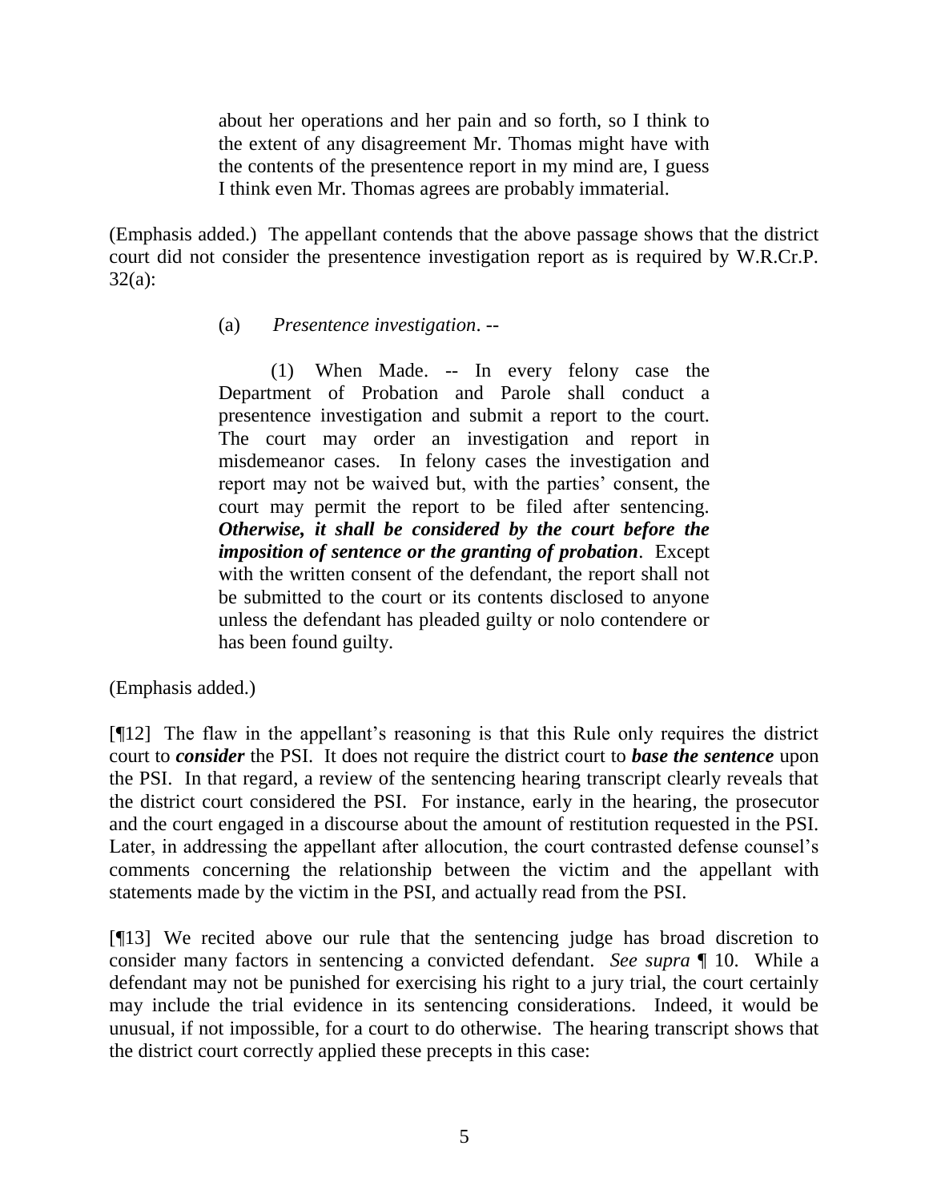> about her operations and her pain and so forth, so I think to the extent of any disagreement Mr. Thomas might have with the contents of the presentence report in my mind are, I guess I think even Mr. Thomas agrees are probably immaterial.

(Emphasis added.) The appellant contends that the above passage shows that the district court did not consider the presentence investigation report as is required by W.R.Cr.P. 32(a):

> (a) *Presentence investigation*. --
>
> (1) When Made. -- In every felony case the Department of Probation and Parole shall conduct a presentence investigation and submit a report to the court. The court may order an investigation and report in misdemeanor cases. In felony cases the investigation and report may not be waived but, with the parties' consent, the court may permit the report to be filed after sentencing. ***Otherwise, it shall be considered by the court before the imposition of sentence or the granting of probation***. Except with the written consent of the defendant, the report shall not be submitted to the court or its contents disclosed to anyone unless the defendant has pleaded guilty or nolo contendere or has been found guilty.

(Emphasis added.)

[¶12] The flaw in the appellant's reasoning is that this Rule only requires the district court to ***consider*** the PSI. It does not require the district court to ***base the sentence*** upon the PSI. In that regard, a review of the sentencing hearing transcript clearly reveals that the district court considered the PSI. For instance, early in the hearing, the prosecutor and the court engaged in a discourse about the amount of restitution requested in the PSI. Later, in addressing the appellant after allocution, the court contrasted defense counsel's comments concerning the relationship between the victim and the appellant with statements made by the victim in the PSI, and actually read from the PSI.

[¶13] We recited above our rule that the sentencing judge has broad discretion to consider many factors in sentencing a convicted defendant. *See supra* ¶ 10. While a defendant may not be punished for exercising his right to a jury trial, the court certainly may include the trial evidence in its sentencing considerations. Indeed, it would be unusual, if not impossible, for a court to do otherwise. The hearing transcript shows that the district court correctly applied these precepts in this case: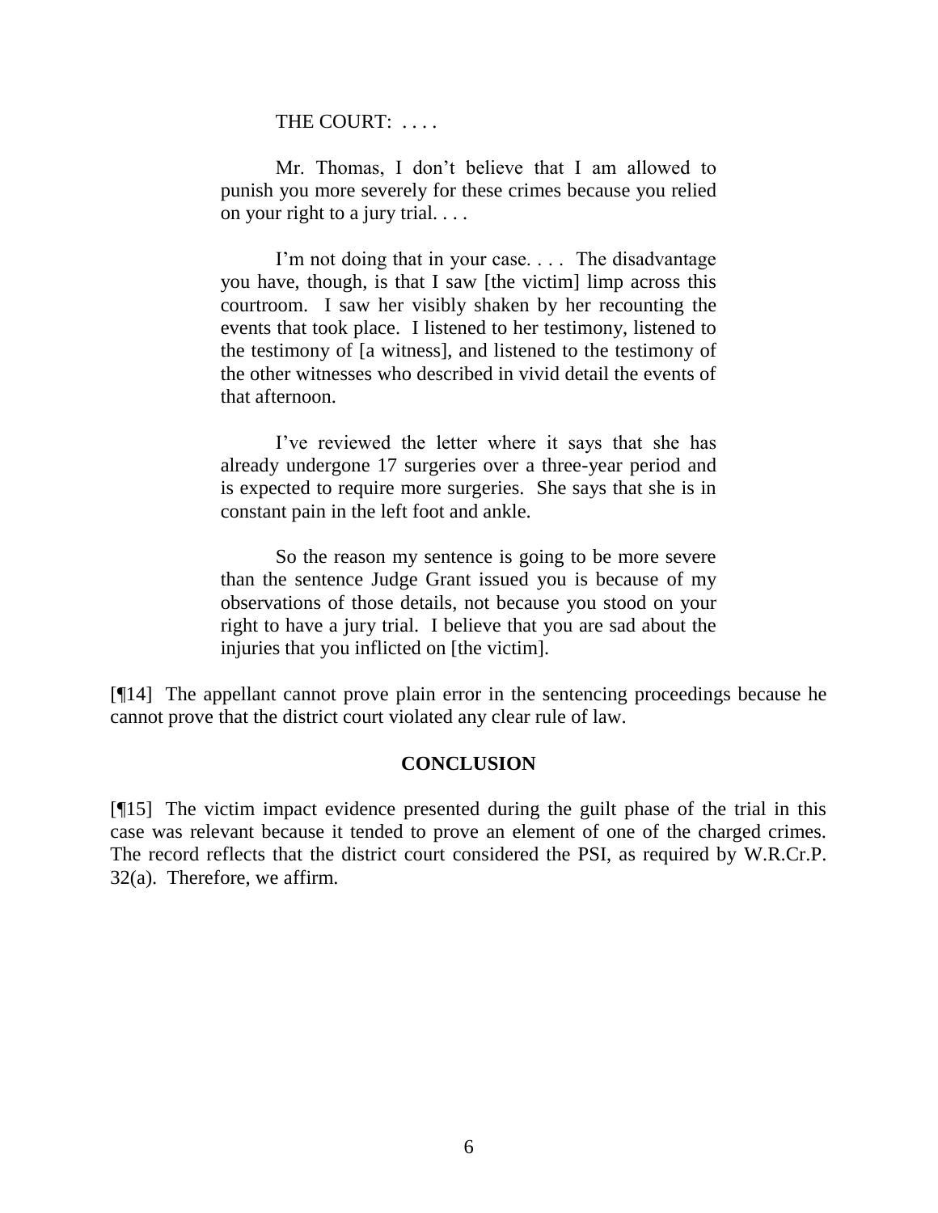> THE COURT: . . . .
>
> Mr. Thomas, I don't believe that I am allowed to punish you more severely for these crimes because you relied on your right to a jury trial. . . .
>
> I'm not doing that in your case. . . . The disadvantage you have, though, is that I saw [the victim] limp across this courtroom. I saw her visibly shaken by her recounting the events that took place. I listened to her testimony, listened to the testimony of [a witness], and listened to the testimony of the other witnesses who described in vivid detail the events of that afternoon.
>
> I've reviewed the letter where it says that she has already undergone 17 surgeries over a three-year period and is expected to require more surgeries. She says that she is in constant pain in the left foot and ankle.
>
> So the reason my sentence is going to be more severe than the sentence Judge Grant issued you is because of my observations of those details, not because you stood on your right to have a jury trial. I believe that you are sad about the injuries that you inflicted on [the victim].

[¶14] The appellant cannot prove plain error in the sentencing proceedings because he cannot prove that the district court violated any clear rule of law.

## CONCLUSION

[¶15] The victim impact evidence presented during the guilt phase of the trial in this case was relevant because it tended to prove an element of one of the charged crimes. The record reflects that the district court considered the PSI, as required by W.R.Cr.P. 32(a). Therefore, we affirm.